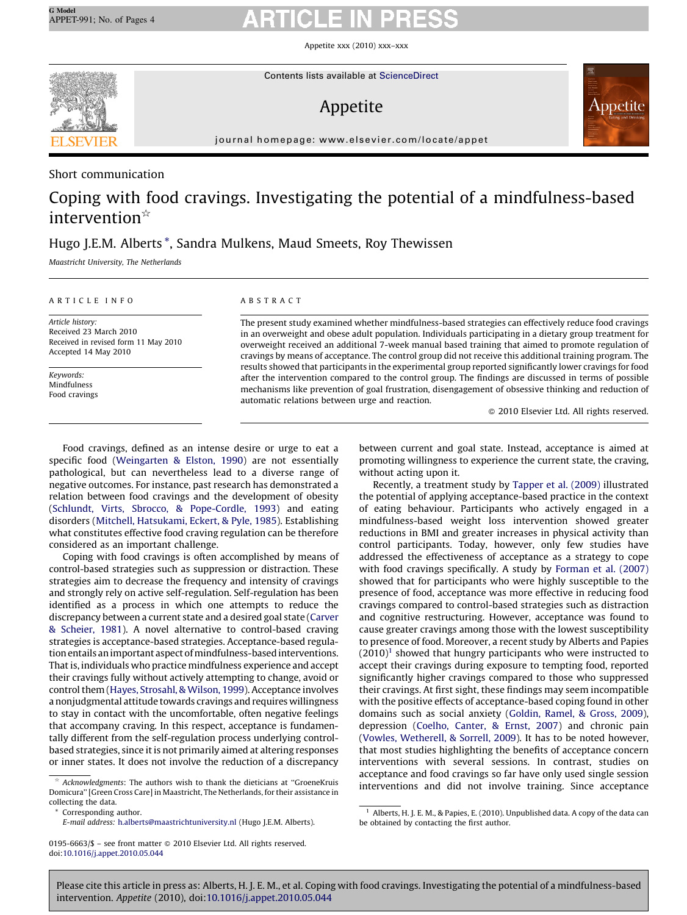Short communication

# Coping with food cravings. Investigating the potential of a mindfulness-based intervention☆

Hugo J.E.M. Alberts*, Sandra Mulkens, Maud Smeets, Roy Thewissen

*Maastricht University, The Netherlands*

ARTICLE INFO

*Article history:*
Received 23 March 2010
Received in revised form 11 May 2010
Accepted 14 May 2010

*Keywords:*
Mindfulness
Food cravings

ABSTRACT

The present study examined whether mindfulness-based strategies can effectively reduce food cravings in an overweight and obese adult population. Individuals participating in a dietary group treatment for overweight received an additional 7-week manual based training that aimed to promote regulation of cravings by means of acceptance. The control group did not receive this additional training program. The results showed that participants in the experimental group reported significantly lower cravings for food after the intervention compared to the control group. The findings are discussed in terms of possible mechanisms like prevention of goal frustration, disengagement of obsessive thinking and reduction of automatic relations between urge and reaction.

© 2010 Elsevier Ltd. All rights reserved.

Food cravings, defined as an intense desire or urge to eat a specific food (Weingarten & Elston, 1990) are not essentially pathological, but can nevertheless lead to a diverse range of negative outcomes. For instance, past research has demonstrated a relation between food cravings and the development of obesity (Schlundt, Virts, Sbrocco, & Pope-Cordle, 1993) and eating disorders (Mitchell, Hatsukami, Eckert, & Pyle, 1985). Establishing what constitutes effective food craving regulation can be therefore considered as an important challenge.

Coping with food cravings is often accomplished by means of control-based strategies such as suppression or distraction. These strategies aim to decrease the frequency and intensity of cravings and strongly rely on active self-regulation. Self-regulation has been identified as a process in which one attempts to reduce the discrepancy between a current state and a desired goal state (Carver & Scheier, 1981). A novel alternative to control-based craving strategies is acceptance-based strategies. Acceptance-based regulation entails an important aspect of mindfulness-based interventions. That is, individuals who practice mindfulness experience and accept their cravings fully without actively attempting to change, avoid or control them (Hayes, Strosahl, & Wilson, 1999). Acceptance involves a nonjudgmental attitude towards cravings and requires willingness to stay in contact with the uncomfortable, often negative feelings that accompany craving. In this respect, acceptance is fundamentally different from the self-regulation process underlying control-based strategies, since it is not primarily aimed at altering responses or inner states. It does not involve the reduction of a discrepancy between current and goal state. Instead, acceptance is aimed at promoting willingness to experience the current state, the craving, without acting upon it.

Recently, a treatment study by Tapper et al. (2009) illustrated the potential of applying acceptance-based practice in the context of eating behaviour. Participants who actively engaged in a mindfulness-based weight loss intervention showed greater reductions in BMI and greater increases in physical activity than control participants. Today, however, only few studies have addressed the effectiveness of acceptance as a strategy to cope with food cravings specifically. A study by Forman et al. (2007) showed that for participants who were highly susceptible to the presence of food, acceptance was more effective in reducing food cravings compared to control-based strategies such as distraction and cognitive restructuring. However, acceptance was found to cause greater cravings among those with the lowest susceptibility to presence of food. Moreover, a recent study by Alberts and Papies (2010)[1] showed that hungry participants who were instructed to accept their cravings during exposure to tempting food, reported significantly higher cravings compared to those who suppressed their cravings. At first sight, these findings may seem incompatible with the positive effects of acceptance-based coping found in other domains such as social anxiety (Goldin, Ramel, & Gross, 2009), depression (Coelho, Canter, & Ernst, 2007) and chronic pain (Vowles, Wetherell, & Sorrell, 2009). It has to be noted however, that most studies highlighting the benefits of acceptance concern interventions with several sessions. In contrast, studies on acceptance and food cravings so far have only used single session interventions and did not involve training. Since acceptance

☆ *Acknowledgments*: The authors wish to thank the dieticians at "GroeneKruis Domicura" [Green Cross Care] in Maastricht, The Netherlands, for their assistance in collecting the data.

* Corresponding author.
*E-mail address:* h.alberts@maastrichtuniversity.nl (Hugo J.E.M. Alberts).

[1] Alberts, H. J. E. M., & Papies, E. (2010). Unpublished data. A copy of the data can be obtained by contacting the first author.

0195-6663/$ – see front matter © 2010 Elsevier Ltd. All rights reserved.
doi:10.1016/j.appet.2010.05.044

Please cite this article in press as: Alberts, H. J. E. M., et al. Coping with food cravings. Investigating the potential of a mindfulness-based intervention. *Appetite* (2010), doi:10.1016/j.appet.2010.05.044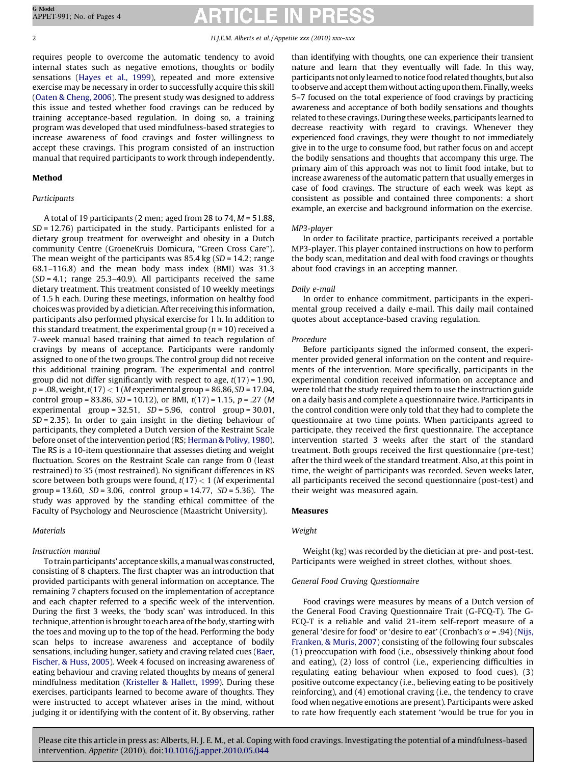requires people to overcome the automatic tendency to avoid internal states such as negative emotions, thoughts or bodily sensations (Hayes et al., 1999), repeated and more extensive exercise may be necessary in order to successfully acquire this skill (Oaten & Cheng, 2006). The present study was designed to address this issue and tested whether food cravings can be reduced by training acceptance-based regulation. In doing so, a training program was developed that used mindfulness-based strategies to increase awareness of food cravings and foster willingness to accept these cravings. This program consisted of an instruction manual that required participants to work through independently.

## Method

### Participants

A total of 19 participants (2 men; aged from 28 to 74, $M = 51.88$, $SD = 12.76$) participated in the study. Participants enlisted for a dietary group treatment for overweight and obesity in a Dutch community Centre (GroeneKruis Domicura, "Green Cross Care"). The mean weight of the participants was 85.4 kg ($SD = 14.2$; range 68.1–116.8) and the mean body mass index (BMI) was 31.3 ($SD = 4.1$; range 25.3–40.9). All participants received the same dietary treatment. This treatment consisted of 10 weekly meetings of 1.5 h each. During these meetings, information on healthy food choices was provided by a dietician. After receiving this information, participants also performed physical exercise for 1 h. In addition to this standard treatment, the experimental group ($n = 10$) received a 7-week manual based training that aimed to teach regulation of cravings by means of acceptance. Participants were randomly assigned to one of the two groups. The control group did not receive this additional training program. The experimental and control group did not differ significantly with respect to age, $t(17) = 1.90$, $p = .08$, weight, $t(17) < 1$ ($M$ experimental group = 86.86, $SD = 17.04$, control group = 83.86, $SD = 10.12$), or BMI, $t(17) = 1.15$, $p = .27$ ($M$ experimental group = 32.51, $SD = 5.96$, control group = 30.01, $SD = 2.35$). In order to gain insight in the dieting behaviour of participants, they completed a Dutch version of the Restraint Scale before onset of the intervention period (RS; Herman & Polivy, 1980). The RS is a 10-item questionnaire that assesses dieting and weight fluctuation. Scores on the Restraint Scale can range from 0 (least restrained) to 35 (most restrained). No significant differences in RS score between both groups were found, $t(17) < 1$ ($M$ experimental group = 13.60, $SD = 3.06$, control group = 14.77, $SD = 5.36$). The study was approved by the standing ethical committee of the Faculty of Psychology and Neuroscience (Maastricht University).

### Materials

#### Instruction manual

To train participants' acceptance skills, a manual was constructed, consisting of 8 chapters. The first chapter was an introduction that provided participants with general information on acceptance. The remaining 7 chapters focused on the implementation of acceptance and each chapter referred to a specific week of the intervention. During the first 3 weeks, the 'body scan' was introduced. In this technique, attention is brought to each area of the body, starting with the toes and moving up to the top of the head. Performing the body scan helps to increase awareness and acceptance of bodily sensations, including hunger, satiety and craving related cues (Baer, Fischer, & Huss, 2005). Week 4 focused on increasing awareness of eating behaviour and craving related thoughts by means of general mindfulness meditation (Kristeller & Hallett, 1999). During these exercises, participants learned to become aware of thoughts. They were instructed to accept whatever arises in the mind, without judging it or identifying with the content of it. By observing, rather than identifying with thoughts, one can experience their transient nature and learn that they eventually will fade. In this way, participants not only learned to notice food related thoughts, but also to observe and accept them without acting upon them. Finally, weeks 5–7 focused on the total experience of food cravings by practicing awareness and acceptance of both bodily sensations and thoughts related to these cravings. During these weeks, participants learned to decrease reactivity with regard to cravings. Whenever they experienced food cravings, they were thought to not immediately give in to the urge to consume food, but rather focus on and accept the bodily sensations and thoughts that accompany this urge. The primary aim of this approach was not to limit food intake, but to increase awareness of the automatic pattern that usually emerges in case of food cravings. The structure of each week was kept as consistent as possible and contained three components: a short example, an exercise and background information on the exercise.

#### MP3-player

In order to facilitate practice, participants received a portable MP3-player. This player contained instructions on how to perform the body scan, meditation and deal with food cravings or thoughts about food cravings in an accepting manner.

#### Daily e-mail

In order to enhance commitment, participants in the experimental group received a daily e-mail. This daily mail contained quotes about acceptance-based craving regulation.

#### Procedure

Before participants signed the informed consent, the experimenter provided general information on the content and requirements of the intervention. More specifically, participants in the experimental condition received information on acceptance and were told that the study required them to use the instruction guide on a daily basis and complete a questionnaire twice. Participants in the control condition were only told that they had to complete the questionnaire at two time points. When participants agreed to participate, they received the first questionnaire. The acceptance intervention started 3 weeks after the start of the standard treatment. Both groups received the first questionnaire (pre-test) after the third week of the standard treatment. Also, at this point in time, the weight of participants was recorded. Seven weeks later, all participants received the second questionnaire (post-test) and their weight was measured again.

## Measures

### Weight

Weight (kg) was recorded by the dietician at pre- and post-test. Participants were weighed in street clothes, without shoes.

### General Food Craving Questionnaire

Food cravings were measures by means of a Dutch version of the General Food Craving Questionnaire Trait (G-FCQ-T). The G-FCQ-T is a reliable and valid 21-item self-report measure of a general 'desire for food' or 'desire to eat' (Cronbach's $\alpha = .94$) (Nijs, Franken, & Muris, 2007) consisting of the following four subscales (1) preoccupation with food (i.e., obsessively thinking about food and eating), (2) loss of control (i.e., experiencing difficulties in regulating eating behaviour when exposed to food cues), (3) positive outcome expectancy (i.e., believing eating to be positively reinforcing), and (4) emotional craving (i.e., the tendency to crave food when negative emotions are present). Participants were asked to rate how frequently each statement 'would be true for you in

Please cite this article in press as: Alberts, H. J. E. M., et al. Coping with food cravings. Investigating the potential of a mindfulness-based intervention. *Appetite* (2010), doi:10.1016/j.appet.2010.05.044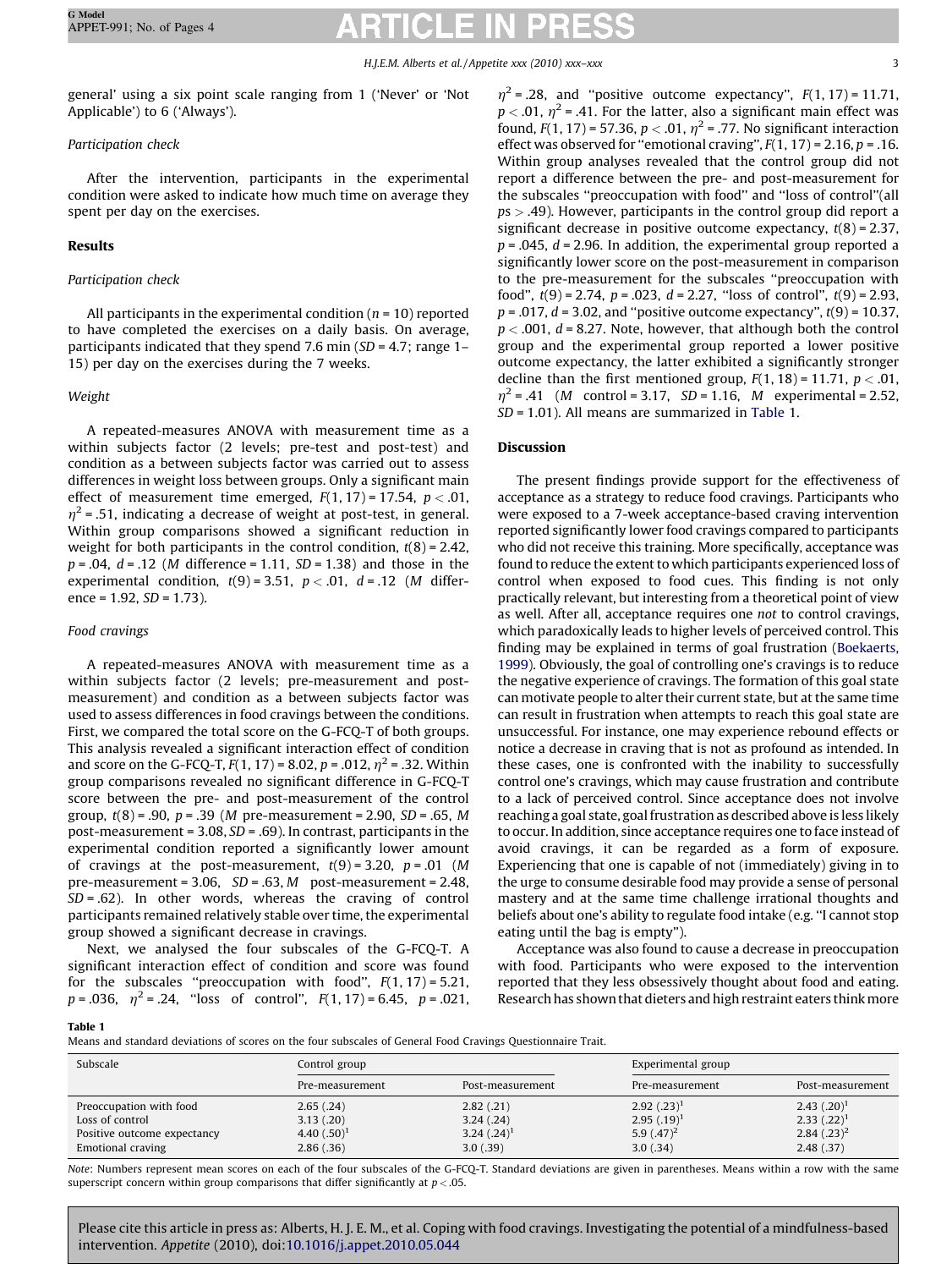general' using a six point scale ranging from 1 ('Never' or 'Not Applicable') to 6 ('Always').

*Participation check*

After the intervention, participants in the experimental condition were asked to indicate how much time on average they spent per day on the exercises.

## Results

*Participation check*

All participants in the experimental condition ($n = 10$) reported to have completed the exercises on a daily basis. On average, participants indicated that they spend 7.6 min ($SD = 4.7$; range 1–15) per day on the exercises during the 7 weeks.

*Weight*

A repeated-measures ANOVA with measurement time as a within subjects factor (2 levels; pre-test and post-test) and condition as a between subjects factor was carried out to assess differences in weight loss between groups. Only a significant main effect of measurement time emerged, $F(1, 17) = 17.54$, $p < .01$, $\eta^2 = .51$, indicating a decrease of weight at post-test, in general. Within group comparisons showed a significant reduction in weight for both participants in the control condition, $t(8) = 2.42$, $p = .04$, $d = .12$ ($M$ difference = 1.11, $SD = 1.38$) and those in the experimental condition, $t(9) = 3.51$, $p < .01$, $d = .12$ ($M$ difference = 1.92, $SD = 1.73$).

*Food cravings*

A repeated-measures ANOVA with measurement time as a within subjects factor (2 levels; pre-measurement and post-measurement) and condition as a between subjects factor was used to assess differences in food cravings between the conditions. First, we compared the total score on the G-FCQ-T of both groups. This analysis revealed a significant interaction effect of condition and score on the G-FCQ-T, $F(1, 17) = 8.02$, $p = .012$, $\eta^2 = .32$. Within group comparisons revealed no significant difference in G-FCQ-T score between the pre- and post-measurement of the control group, $t(8) = .90$, $p = .39$ ($M$ pre-measurement = 2.90, $SD = .65$, $M$ post-measurement = 3.08, $SD = .69$). In contrast, participants in the experimental condition reported a significantly lower amount of cravings at the post-measurement, $t(9) = 3.20$, $p = .01$ ($M$ pre-measurement = 3.06, $SD = .63$, $M$ post-measurement = 2.48, $SD = .62$). In other words, whereas the craving of control participants remained relatively stable over time, the experimental group showed a significant decrease in cravings.

Next, we analysed the four subscales of the G-FCQ-T. A significant interaction effect of condition and score was found for the subscales "preoccupation with food", $F(1, 17) = 5.21$, $p = .036$, $\eta^2 = .24$, "loss of control", $F(1, 17) = 6.45$, $p = .021$, $\eta^2 = .28$, and "positive outcome expectancy", $F(1, 17) = 11.71$, $p < .01$, $\eta^2 = .41$. For the latter, also a significant main effect was found, $F(1, 17) = 57.36$, $p < .01$, $\eta^2 = .77$. No significant interaction effect was observed for "emotional craving", $F(1, 17) = 2.16$, $p = .16$. Within group analyses revealed that the control group did not report a difference between the pre- and post-measurement for the subscales "preoccupation with food" and "loss of control"(all $ps > .49$). However, participants in the control group did report a significant decrease in positive outcome expectancy, $t(8) = 2.37$, $p = .045$, $d = 2.96$. In addition, the experimental group reported a significantly lower score on the post-measurement in comparison to the pre-measurement for the subscales "preoccupation with food", $t(9) = 2.74$, $p = .023$, $d = 2.27$, "loss of control", $t(9) = 2.93$, $p = .017$, $d = 3.02$, and "positive outcome expectancy", $t(9) = 10.37$, $p < .001$, $d = 8.27$. Note, however, that although both the control group and the experimental group reported a lower positive outcome expectancy, the latter exhibited a significantly stronger decline than the first mentioned group, $F(1, 18) = 11.71$, $p < .01$, $\eta^2 = .41$ ($M$ control = 3.17, $SD = 1.16$, $M$ experimental = 2.52, $SD = 1.01$). All means are summarized in Table 1.

## Discussion

The present findings provide support for the effectiveness of acceptance as a strategy to reduce food cravings. Participants who were exposed to a 7-week acceptance-based craving intervention reported significantly lower food cravings compared to participants who did not receive this training. More specifically, acceptance was found to reduce the extent to which participants experienced loss of control when exposed to food cues. This finding is not only practically relevant, but interesting from a theoretical point of view as well. After all, acceptance requires one *not* to control cravings, which paradoxically leads to higher levels of perceived control. This finding may be explained in terms of goal frustration (Boekaerts, 1999). Obviously, the goal of controlling one's cravings is to reduce the negative experience of cravings. The formation of this goal state can motivate people to alter their current state, but at the same time can result in frustration when attempts to reach this goal state are unsuccessful. For instance, one may experience rebound effects or notice a decrease in craving that is not as profound as intended. In these cases, one is confronted with the inability to successfully control one's cravings, which may cause frustration and contribute to a lack of perceived control. Since acceptance does not involve reaching a goal state, goal frustration as described above is less likely to occur. In addition, since acceptance requires one to face instead of avoid cravings, it can be regarded as a form of exposure. Experiencing that one is capable of not (immediately) giving in to the urge to consume desirable food may provide a sense of personal mastery and at the same time challenge irrational thoughts and beliefs about one's ability to regulate food intake (e.g. "I cannot stop eating until the bag is empty").

Acceptance was also found to cause a decrease in preoccupation with food. Participants who were exposed to the intervention reported that they less obsessively thought about food and eating. Research has shown that dieters and high restraint eaters think more

**Table 1**
Means and standard deviations of scores on the four subscales of General Food Cravings Questionnaire Trait.

| Subscale | Control group | | Experimental group | |
|---|---|---|---|---|
| | Pre-measurement | Post-measurement | Pre-measurement | Post-measurement |
| Preoccupation with food | 2.65 (.24) | 2.82 (.21) | 2.92 (.23)[1] | 2.43 (.20)[1] |
| Loss of control | 3.13 (.20) | 3.24 (.24) | 2.95 (.19)[1] | 2.33 (.22)[1] |
| Positive outcome expectancy | 4.40 (.50)[1] | 3.24 (.24)[1] | 5.9 (.47)[2] | 2.84 (.23)[2] |
| Emotional craving | 2.86 (.36) | 3.0 (.39) | 3.0 (.34) | 2.48 (.37) |

*Note*: Numbers represent mean scores on each of the four subscales of the G-FCQ-T. Standard deviations are given in parentheses. Means within a row with the same superscript concern within group comparisons that differ significantly at $p < .05$.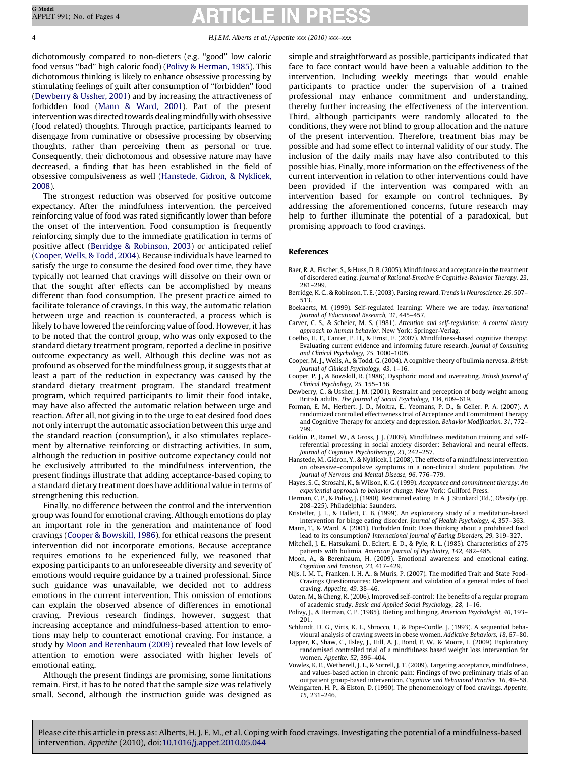dichotomously compared to non-dieters (e.g. ''good'' low caloric food versus ''bad'' high caloric food) (Polivy & Herman, 1985). This dichotomous thinking is likely to enhance obsessive processing by stimulating feelings of guilt after consumption of ''forbidden'' food (Dewberry & Ussher, 2001) and by increasing the attractiveness of forbidden food (Mann & Ward, 2001). Part of the present intervention was directed towards dealing mindfully with obsessive (food related) thoughts. Through practice, participants learned to disengage from ruminative or obsessive processing by observing thoughts, rather than perceiving them as personal or true. Consequently, their dichotomous and obsessive nature may have decreased, a finding that has been established in the field of obsessive compulsiveness as well (Hanstede, Gidron, & Nyklícek, 2008).

The strongest reduction was observed for positive outcome expectancy. After the mindfulness intervention, the perceived reinforcing value of food was rated significantly lower than before the onset of the intervention. Food consumption is frequently reinforcing simply due to the immediate gratification in terms of positive affect (Berridge & Robinson, 2003) or anticipated relief (Cooper, Wells, & Todd, 2004). Because individuals have learned to satisfy the urge to consume the desired food over time, they have typically not learned that cravings will dissolve on their own or that the sought after effects can be accomplished by means different than food consumption. The present practice aimed to facilitate tolerance of cravings. In this way, the automatic relation between urge and reaction is counteracted, a process which is likely to have lowered the reinforcing value of food. However, it has to be noted that the control group, who was only exposed to the standard dietary treatment program, reported a decline in positive outcome expectancy as well. Although this decline was not as profound as observed for the mindfulness group, it suggests that at least a part of the reduction in expectancy was caused by the standard dietary treatment program. The standard treatment program, which required participants to limit their food intake, may have also affected the automatic relation between urge and reaction. After all, not giving in to the urge to eat desired food does not only interrupt the automatic association between this urge and the standard reaction (consumption), it also stimulates replacement by alternative reinforcing or distracting activities. In sum, although the reduction in positive outcome expectancy could not be exclusively attributed to the mindfulness intervention, the present findings illustrate that adding acceptance-based coping to a standard dietary treatment does have additional value in terms of strengthening this reduction.

Finally, no difference between the control and the intervention group was found for emotional craving. Although emotions do play an important role in the generation and maintenance of food cravings (Cooper & Bowskill, 1986), for ethical reasons the present intervention did not incorporate emotions. Because acceptance requires emotions to be experienced fully, we reasoned that exposing participants to an unforeseeable diversity and severity of emotions would require guidance by a trained professional. Since such guidance was unavailable, we decided not to address emotions in the current intervention. This omission of emotions can explain the observed absence of differences in emotional craving. Previous research findings, however, suggest that increasing acceptance and mindfulness-based attention to emotions may help to counteract emotional craving. For instance, a study by Moon and Berenbaum (2009) revealed that low levels of attention to emotion were associated with higher levels of emotional eating.

Although the present findings are promising, some limitations remain. First, it has to be noted that the sample size was relatively small. Second, although the instruction guide was designed as simple and straightforward as possible, participants indicated that face to face contact would have been a valuable addition to the intervention. Including weekly meetings that would enable participants to practice under the supervision of a trained professional may enhance commitment and understanding, thereby further increasing the effectiveness of the intervention. Third, although participants were randomly allocated to the conditions, they were not blind to group allocation and the nature of the present intervention. Therefore, treatment bias may be possible and had some effect to internal validity of our study. The inclusion of the daily mails may have also contributed to this possible bias. Finally, more information on the effectiveness of the current intervention in relation to other interventions could have been provided if the intervention was compared with an intervention based for example on control techniques. By addressing the aforementioned concerns, future research may help to further illuminate the potential of a paradoxical, but promising approach to food cravings.

## References

Baer, R. A., Fischer, S., & Huss, D. B. (2005). Mindfulness and acceptance in the treatment of disordered eating. *Journal of Rational-Emotive & Cognitive-Behavior Therapy, 23*, 281–299.

Berridge, K. C., & Robinson, T. E. (2003). Parsing reward. *Trends in Neuroscience, 26*, 507–513.

Boekaerts, M. (1999). Self-regulated learning: Where we are today. *International Journal of Educational Research, 31*, 445–457.

Carver, C. S., & Scheier, M. S. (1981). *Attention and self-regulation: A control theory approach to human behavior*. New York: Springer-Verlag.

Coelho, H. F., Canter, P. H., & Ernst, E. (2007). Mindfulness-based cognitive therapy: Evaluating current evidence and informing future research. *Journal of Consulting and Clinical Psychology, 75*, 1000–1005.

Cooper, M. J., Wells, A., & Todd, G. (2004). A cognitive theory of bulimia nervosa. *British Journal of Clinical Psychology, 43*, 1–16.

Cooper, P. J., & Bowskill, R. (1986). Dysphoric mood and overeating. *British Journal of Clinical Psychology, 25*, 155–156.

Dewberry, C., & Ussher, J. M. (2001). Restraint and perception of body weight among British adults. *The Journal of Social Psychology, 134*, 609–619.

Forman, E. M., Herbert, J. D., Moitra, E., Yeomans, P. D., & Geller, P. A. (2007). A randomized controlled effectiveness trial of Acceptance and Commitment Therapy and Cognitive Therapy for anxiety and depression. *Behavior Modification, 31*, 772–799.

Goldin, P., Ramel, W., & Gross, J. J. (2009). Mindfulness meditation training and self-referential processing in social anxiety disorder: Behavioral and neural effects. *Journal of Cognitive Psychotherapy, 23*, 242–257.

Hanstede, M., Gidron, Y., & Nyklícek, I. (2008). The effects of a mindfulness intervention on obsessive–compulsive symptoms in a non-clinical student population. *The Journal of Nervous and Mental Disease, 96*, 776–779.

Hayes, S. C., Strosahl, K., & Wilson, K. G. (1999). *Acceptance and commitment therapy: An experiential approach to behavior change*. New York: Guilford Press.

Herman, C. P., & Polivy, J. (1980). Restrained eating. In A. J. Stunkard (Ed.), *Obesity* (pp. 208–225). Philadelphia: Saunders.

Kristeller, J. L., & Hallett, C. B. (1999). An exploratory study of a meditation-based intervention for binge eating disorder. *Journal of Health Psychology, 4*, 357–363.

Mann, T., & Ward, A. (2001). Forbidden fruit: Does thinking about a prohibited food lead to its consumption? *International Journal of Eating Disorders, 29*, 319–327.

Mitchell, J. E., Hatsukami, D., Eckert, E. D., & Pyle, R. L. (1985). Characteristics of 275 patients with bulimia. *American Journal of Psychiatry, 142*, 482–485.

Moon, A., & Berenbaum, H. (2009). Emotional awareness and emotional eating. *Cognition and Emotion, 23*, 417–429.

Nijs, I. M. T., Franken, I. H. A., & Muris, P. (2007). The modified Trait and State Food-Cravings Questionnaires: Development and validation of a general index of food craving. *Appetite, 49*, 38–46.

Oaten, M., & Cheng, K. (2006). Improved self-control: The benefits of a regular program of academic study. *Basic and Applied Social Psychology, 28*, 1–16.

Polivy, J., & Herman, C. P. (1985). Dieting and binging. *American Psychologist, 40*, 193–201.

Schlundt, D. G., Virts, K. L., Sbrocco, T., & Pope-Cordle, J. (1993). A sequential behavioural analysis of craving sweets in obese women. *Addictive Behaviors, 18*, 67–80.

Tapper, K., Shaw, C., Ilsley, J., Hill, A. J., Bond, F. W., & Moore, L. (2009). Exploratory randomised controlled trial of a mindfulness based weight loss intervention for women. *Appetite, 52*, 396–404.

Vowles, K. E., Wetherell, J. L., & Sorrell, J. T. (2009). Targeting acceptance, mindfulness, and values-based action in chronic pain: Findings of two preliminary trials of an outpatient group-based intervention. *Cognitive and Behavioral Practice, 16*, 49–58.

Weingarten, H. P., & Elston, D. (1990). The phenomenology of food cravings. *Appetite, 15*, 231–246.

Please cite this article in press as: Alberts, H. J. E. M., et al. Coping with food cravings. Investigating the potential of a mindfulness-based intervention. *Appetite* (2010), doi:10.1016/j.appet.2010.05.044